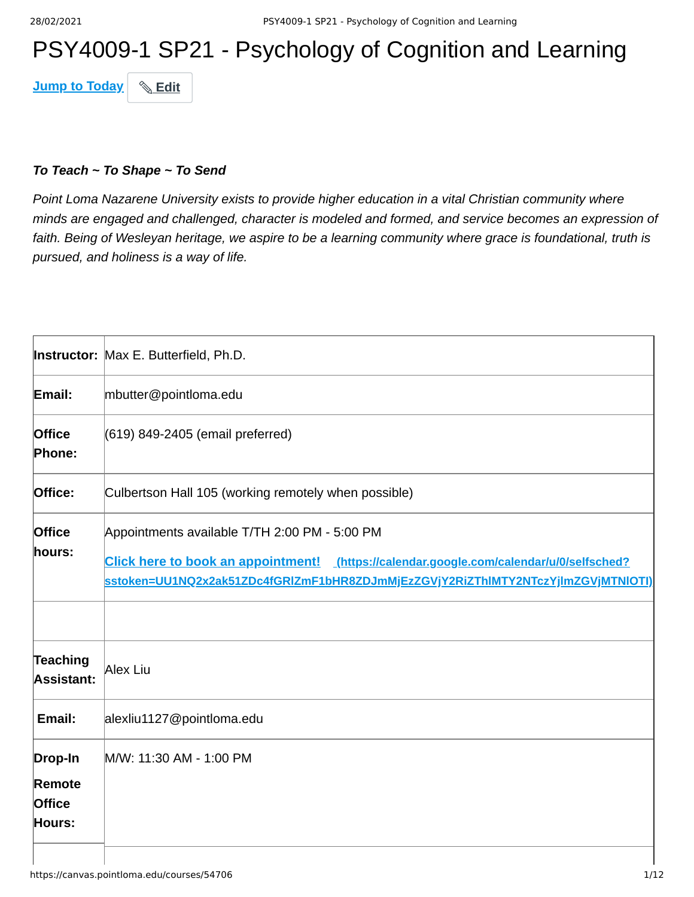# PSY4009-1 SP21 - Psychology of Cognition and Learning

Jump to Today | ✎ Edit

***To Teach ~ To Shape ~ To Send***

*Point Loma Nazarene University exists to provide higher education in a vital Christian community where minds are engaged and challenged, character is modeled and formed, and service becomes an expression of faith. Being of Wesleyan heritage, we aspire to be a learning community where grace is foundational, truth is pursued, and holiness is a way of life.*

| | |
|---|---|
| **Instructor:** | Max E. Butterfield, Ph.D. |
| **Email:** | mbutter@pointloma.edu |
| **Office Phone:** | (619) 849-2405 (email preferred) |
| **Office:** | Culbertson Hall 105 (working remotely when possible) |
| **Office hours:** | Appointments available T/TH 2:00 PM - 5:00 PM<br>**Click here to book an appointment! (https://calendar.google.com/calendar/u/0/selfsched?sstoken=UU1NQ2x2ak51ZDc4fGRlZmF1bHR8ZDJmMjEzZGVjY2RiZThlMTY2NTczYjlmZGVjMTNlOTI)** |
| | |
| **Teaching Assistant:** | Alex Liu |
| **Email:** | alexliu1127@pointloma.edu |
| **Drop-In Remote Office Hours:** | M/W: 11:30 AM - 1:00 PM |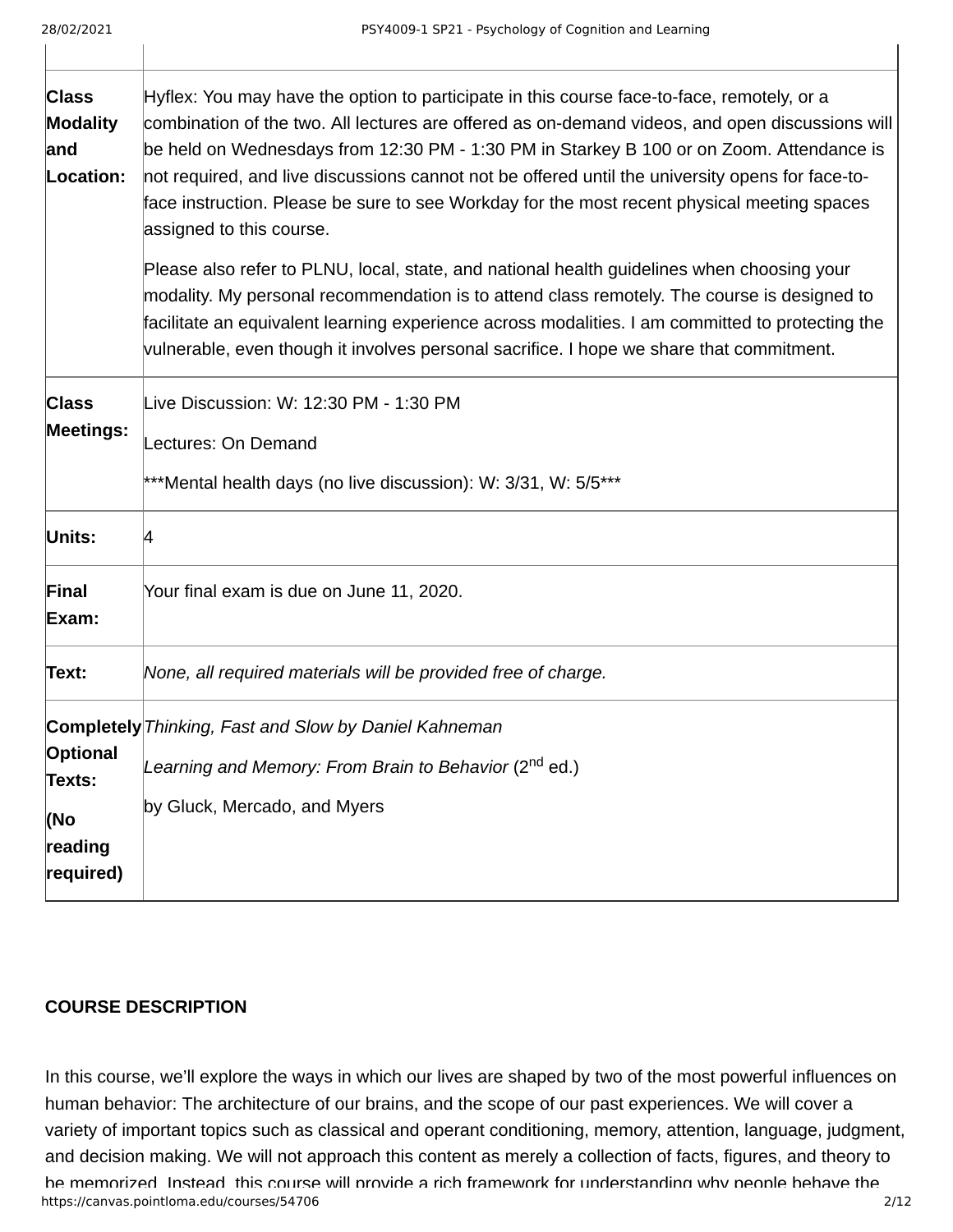| | |
|---|---|
| **Class Modality and Location:** | Hyflex: You may have the option to participate in this course face-to-face, remotely, or a combination of the two. All lectures are offered as on-demand videos, and open discussions will be held on Wednesdays from 12:30 PM - 1:30 PM in Starkey B 100 or on Zoom. Attendance is not required, and live discussions cannot not be offered until the university opens for face-to-face instruction. Please be sure to see Workday for the most recent physical meeting spaces assigned to this course.<br><br>Please also refer to PLNU, local, state, and national health guidelines when choosing your modality. My personal recommendation is to attend class remotely. The course is designed to facilitate an equivalent learning experience across modalities. I am committed to protecting the vulnerable, even though it involves personal sacrifice. I hope we share that commitment. |
| **Class Meetings:** | Live Discussion: W: 12:30 PM - 1:30 PM<br><br>Lectures: On Demand<br><br>***Mental health days (no live discussion): W: 3/31, W: 5/5*** |
| **Units:** | 4 |
| **Final Exam:** | Your final exam is due on June 11, 2020. |
| **Text:** | *None, all required materials will be provided free of charge.* |
| **Completely Optional Texts:**<br><br>**(No reading required)** | *Thinking, Fast and Slow by Daniel Kahneman*<br><br>*Learning and Memory: From Brain to Behavior* (2nd ed.)<br><br>by Gluck, Mercado, and Myers |

**COURSE DESCRIPTION**

In this course, we'll explore the ways in which our lives are shaped by two of the most powerful influences on human behavior: The architecture of our brains, and the scope of our past experiences. We will cover a variety of important topics such as classical and operant conditioning, memory, attention, language, judgment, and decision making. We will not approach this content as merely a collection of facts, figures, and theory to be memorized. Instead, this course will provide a rich framework for understanding why people behave the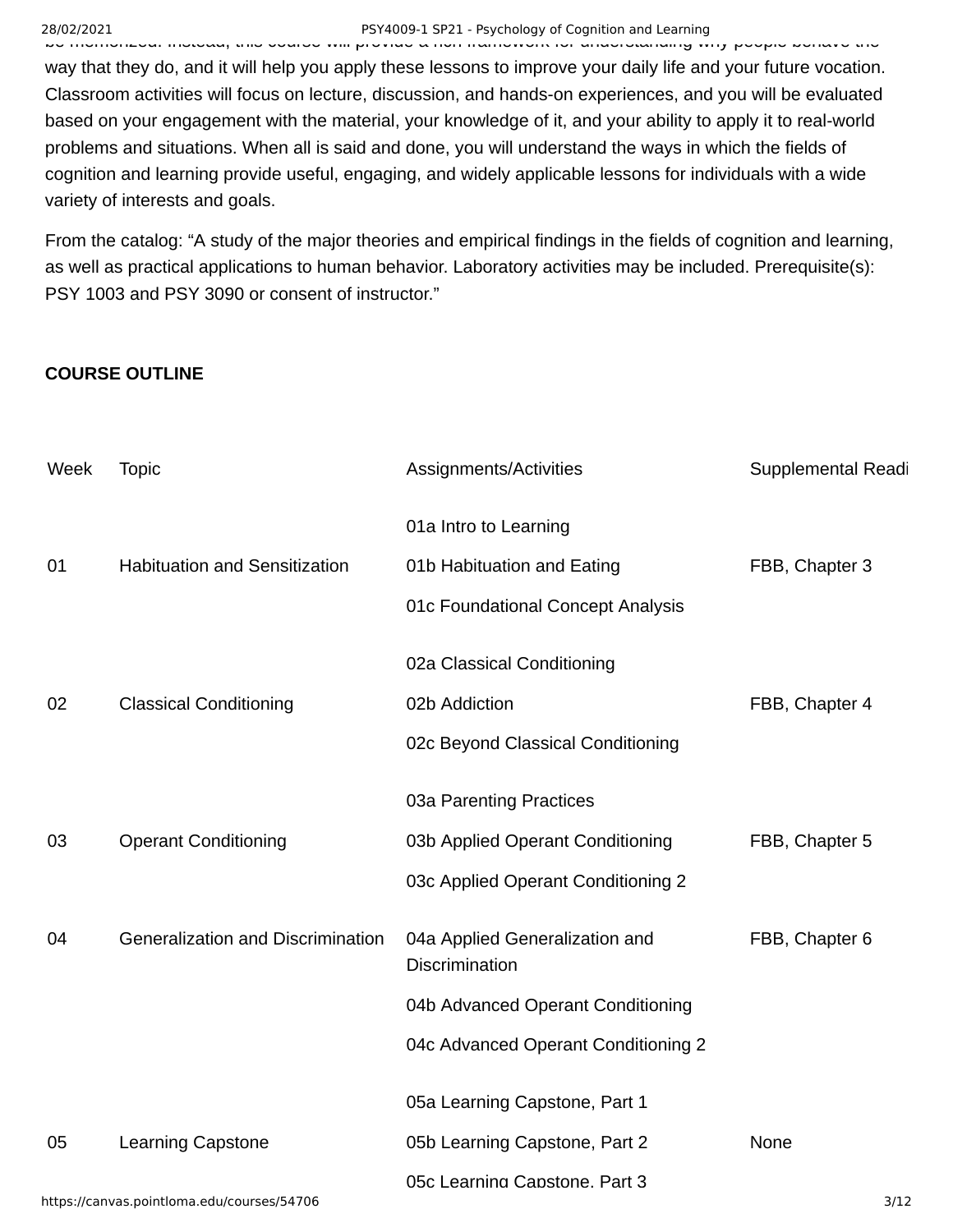way that they do, and it will help you apply these lessons to improve your daily life and your future vocation. Classroom activities will focus on lecture, discussion, and hands-on experiences, and you will be evaluated based on your engagement with the material, your knowledge of it, and your ability to apply it to real-world problems and situations. When all is said and done, you will understand the ways in which the fields of cognition and learning provide useful, engaging, and widely applicable lessons for individuals with a wide variety of interests and goals.

From the catalog: "A study of the major theories and empirical findings in the fields of cognition and learning, as well as practical applications to human behavior. Laboratory activities may be included. Prerequisite(s): PSY 1003 and PSY 3090 or consent of instructor."

**COURSE OUTLINE**

| Week | Topic | Assignments/Activities | Supplemental Readi |
|---|---|---|---|
| 01 | Habituation and Sensitization | 01a Intro to Learning<br>01b Habituation and Eating<br>01c Foundational Concept Analysis | FBB, Chapter 3 |
| 02 | Classical Conditioning | 02a Classical Conditioning<br>02b Addiction<br>02c Beyond Classical Conditioning | FBB, Chapter 4 |
| 03 | Operant Conditioning | 03a Parenting Practices<br>03b Applied Operant Conditioning<br>03c Applied Operant Conditioning 2 | FBB, Chapter 5 |
| 04 | Generalization and Discrimination | 04a Applied Generalization and Discrimination<br>04b Advanced Operant Conditioning<br>04c Advanced Operant Conditioning 2 | FBB, Chapter 6 |
| 05 | Learning Capstone | 05a Learning Capstone, Part 1<br>05b Learning Capstone, Part 2<br>05c Learning Capstone, Part 3 | None |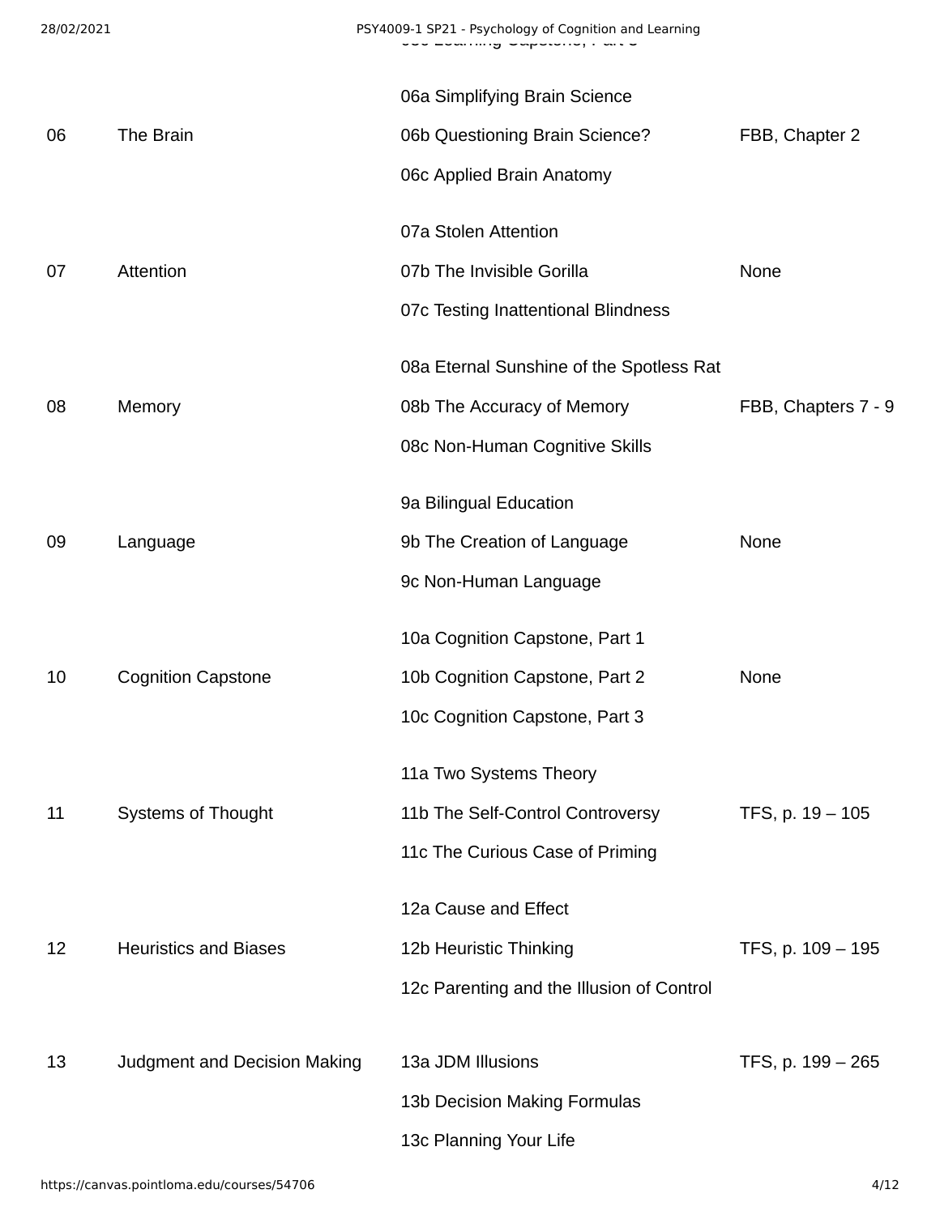| | | | |
|---|---|---|---|
| 06 | The Brain | 06a Simplifying Brain Science<br>06b Questioning Brain Science?<br>06c Applied Brain Anatomy | FBB, Chapter 2 |
| 07 | Attention | 07a Stolen Attention<br>07b The Invisible Gorilla<br>07c Testing Inattentional Blindness | None |
| 08 | Memory | 08a Eternal Sunshine of the Spotless Rat<br>08b The Accuracy of Memory<br>08c Non-Human Cognitive Skills | FBB, Chapters 7 - 9 |
| 09 | Language | 9a Bilingual Education<br>9b The Creation of Language<br>9c Non-Human Language | None |
| 10 | Cognition Capstone | 10a Cognition Capstone, Part 1<br>10b Cognition Capstone, Part 2<br>10c Cognition Capstone, Part 3 | None |
| 11 | Systems of Thought | 11a Two Systems Theory<br>11b The Self-Control Controversy<br>11c The Curious Case of Priming | TFS, p. 19 – 105 |
| 12 | Heuristics and Biases | 12a Cause and Effect<br>12b Heuristic Thinking<br>12c Parenting and the Illusion of Control | TFS, p. 109 – 195 |
| 13 | Judgment and Decision Making | 13a JDM Illusions<br>13b Decision Making Formulas<br>13c Planning Your Life | TFS, p. 199 – 265 |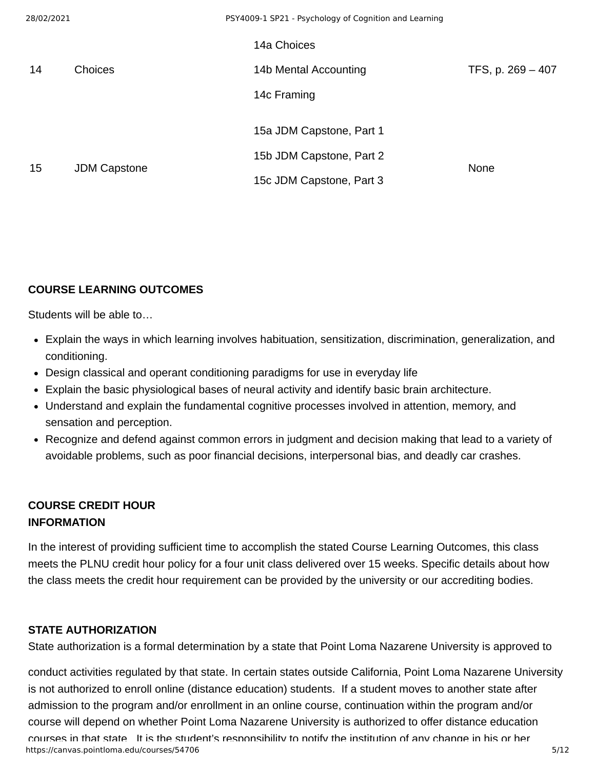| | | | |
|---|---|---|---|
| 14 | Choices | 14a Choices<br>14b Mental Accounting<br>14c Framing | TFS, p. 269 – 407 |
| 15 | JDM Capstone | 15a JDM Capstone, Part 1<br>15b JDM Capstone, Part 2<br>15c JDM Capstone, Part 3 | None |

**COURSE LEARNING OUTCOMES**

Students will be able to…

- Explain the ways in which learning involves habituation, sensitization, discrimination, generalization, and conditioning.
- Design classical and operant conditioning paradigms for use in everyday life
- Explain the basic physiological bases of neural activity and identify basic brain architecture.
- Understand and explain the fundamental cognitive processes involved in attention, memory, and sensation and perception.
- Recognize and defend against common errors in judgment and decision making that lead to a variety of avoidable problems, such as poor financial decisions, interpersonal bias, and deadly car crashes.

**COURSE CREDIT HOUR INFORMATION**

In the interest of providing sufficient time to accomplish the stated Course Learning Outcomes, this class meets the PLNU credit hour policy for a four unit class delivered over 15 weeks. Specific details about how the class meets the credit hour requirement can be provided by the university or our accrediting bodies.

**STATE AUTHORIZATION**

State authorization is a formal determination by a state that Point Loma Nazarene University is approved to conduct activities regulated by that state. In certain states outside California, Point Loma Nazarene University is not authorized to enroll online (distance education) students. If a student moves to another state after admission to the program and/or enrollment in an online course, continuation within the program and/or course will depend on whether Point Loma Nazarene University is authorized to offer distance education courses in that state. It is the student's responsibility to notify the institution of any change in his or her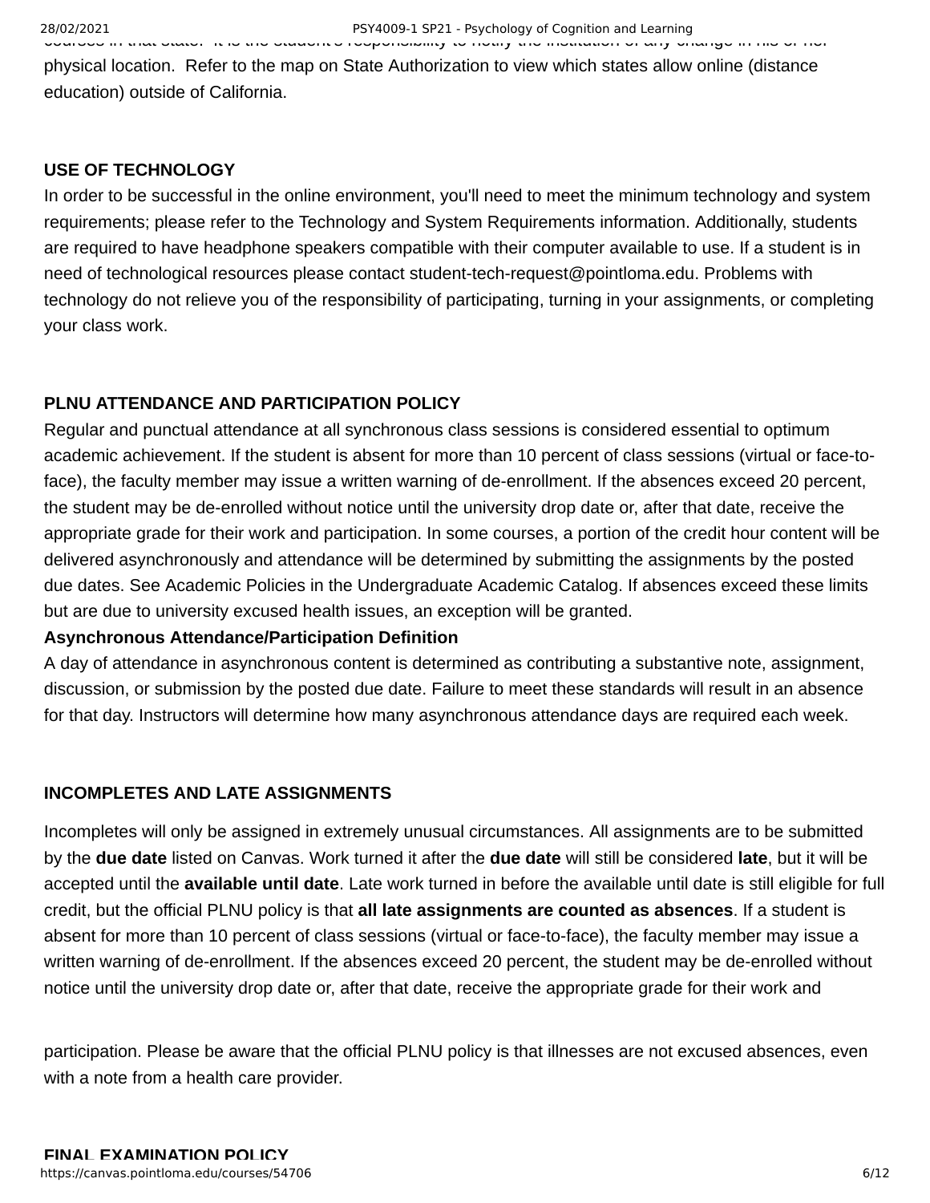courses in that state. It is the student's responsibility to notify the institution of any change in his or her physical location. Refer to the map on State Authorization to view which states allow online (distance education) outside of California.

**USE OF TECHNOLOGY**

In order to be successful in the online environment, you'll need to meet the minimum technology and system requirements; please refer to the Technology and System Requirements information. Additionally, students are required to have headphone speakers compatible with their computer available to use. If a student is in need of technological resources please contact student-tech-request@pointloma.edu. Problems with technology do not relieve you of the responsibility of participating, turning in your assignments, or completing your class work.

**PLNU ATTENDANCE AND PARTICIPATION POLICY**

Regular and punctual attendance at all synchronous class sessions is considered essential to optimum academic achievement. If the student is absent for more than 10 percent of class sessions (virtual or face-to-face), the faculty member may issue a written warning of de-enrollment. If the absences exceed 20 percent, the student may be de-enrolled without notice until the university drop date or, after that date, receive the appropriate grade for their work and participation. In some courses, a portion of the credit hour content will be delivered asynchronously and attendance will be determined by submitting the assignments by the posted due dates. See Academic Policies in the Undergraduate Academic Catalog. If absences exceed these limits but are due to university excused health issues, an exception will be granted.

**Asynchronous Attendance/Participation Definition**

A day of attendance in asynchronous content is determined as contributing a substantive note, assignment, discussion, or submission by the posted due date. Failure to meet these standards will result in an absence for that day. Instructors will determine how many asynchronous attendance days are required each week.

**INCOMPLETES AND LATE ASSIGNMENTS**

Incompletes will only be assigned in extremely unusual circumstances. All assignments are to be submitted by the **due date** listed on Canvas. Work turned it after the **due date** will still be considered **late**, but it will be accepted until the **available until date**. Late work turned in before the available until date is still eligible for full credit, but the official PLNU policy is that **all late assignments are counted as absences**. If a student is absent for more than 10 percent of class sessions (virtual or face-to-face), the faculty member may issue a written warning of de-enrollment. If the absences exceed 20 percent, the student may be de-enrolled without notice until the university drop date or, after that date, receive the appropriate grade for their work and participation. Please be aware that the official PLNU policy is that illnesses are not excused absences, even with a note from a health care provider.

**FINAL EXAMINATION POLICY**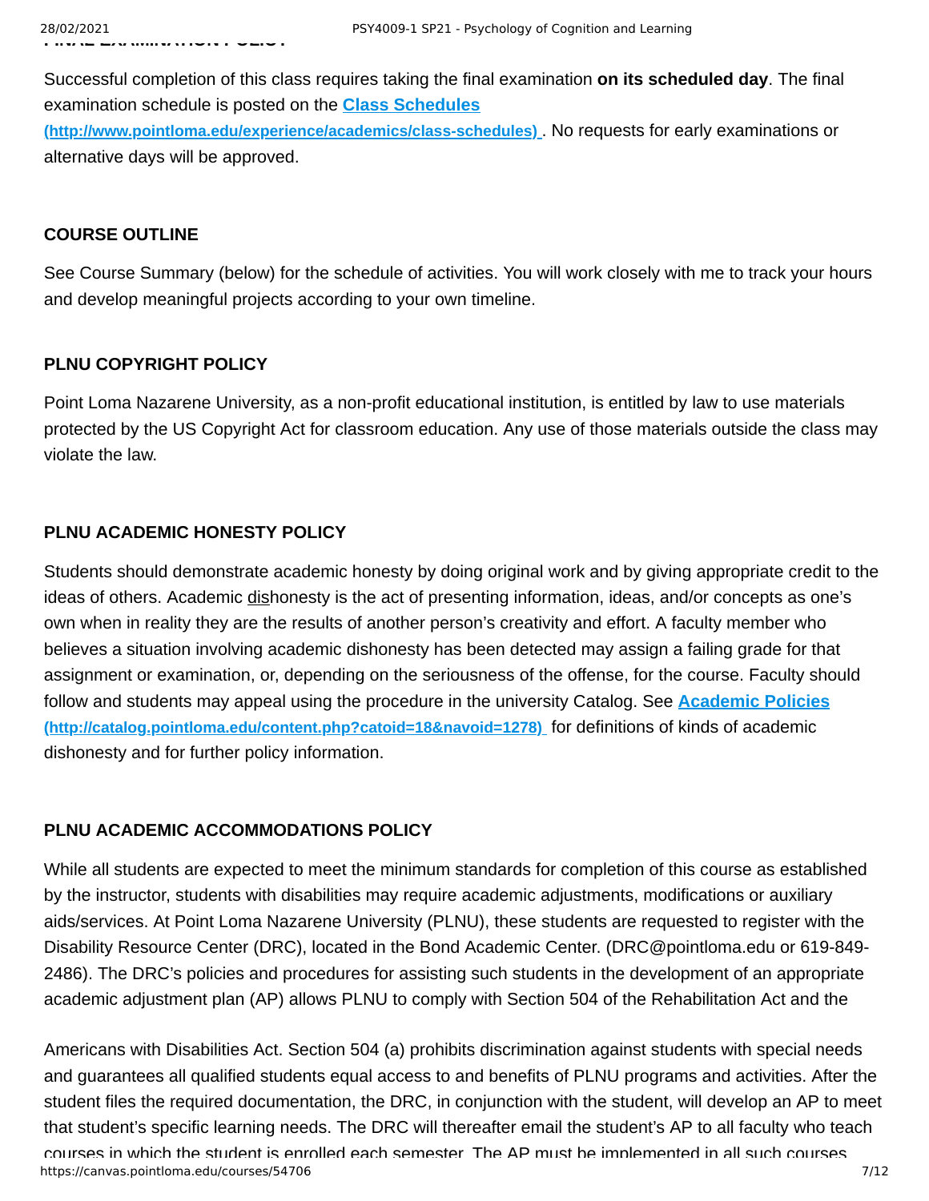Successful completion of this class requires taking the final examination **on its scheduled day**. The final examination schedule is posted on the **[Class Schedules (http://www.pointloma.edu/experience/academics/class-schedules)](http://www.pointloma.edu/experience/academics/class-schedules)**. No requests for early examinations or alternative days will be approved.

**COURSE OUTLINE**

See Course Summary (below) for the schedule of activities. You will work closely with me to track your hours and develop meaningful projects according to your own timeline.

**PLNU COPYRIGHT POLICY**

Point Loma Nazarene University, as a non-profit educational institution, is entitled by law to use materials protected by the US Copyright Act for classroom education. Any use of those materials outside the class may violate the law.

**PLNU ACADEMIC HONESTY POLICY**

Students should demonstrate academic honesty by doing original work and by giving appropriate credit to the ideas of others. Academic dishonesty is the act of presenting information, ideas, and/or concepts as one's own when in reality they are the results of another person's creativity and effort. A faculty member who believes a situation involving academic dishonesty has been detected may assign a failing grade for that assignment or examination, or, depending on the seriousness of the offense, for the course. Faculty should follow and students may appeal using the procedure in the university Catalog. See **[Academic Policies (http://catalog.pointloma.edu/content.php?catoid=18&navoid=1278)](http://catalog.pointloma.edu/content.php?catoid=18&navoid=1278)** for definitions of kinds of academic dishonesty and for further policy information.

**PLNU ACADEMIC ACCOMMODATIONS POLICY**

While all students are expected to meet the minimum standards for completion of this course as established by the instructor, students with disabilities may require academic adjustments, modifications or auxiliary aids/services. At Point Loma Nazarene University (PLNU), these students are requested to register with the Disability Resource Center (DRC), located in the Bond Academic Center. (DRC@pointloma.edu or 619-849-2486). The DRC's policies and procedures for assisting such students in the development of an appropriate academic adjustment plan (AP) allows PLNU to comply with Section 504 of the Rehabilitation Act and the Americans with Disabilities Act. Section 504 (a) prohibits discrimination against students with special needs and guarantees all qualified students equal access to and benefits of PLNU programs and activities. After the student files the required documentation, the DRC, in conjunction with the student, will develop an AP to meet that student's specific learning needs. The DRC will thereafter email the student's AP to all faculty who teach courses in which the student is enrolled each semester. The AP must be implemented in all such courses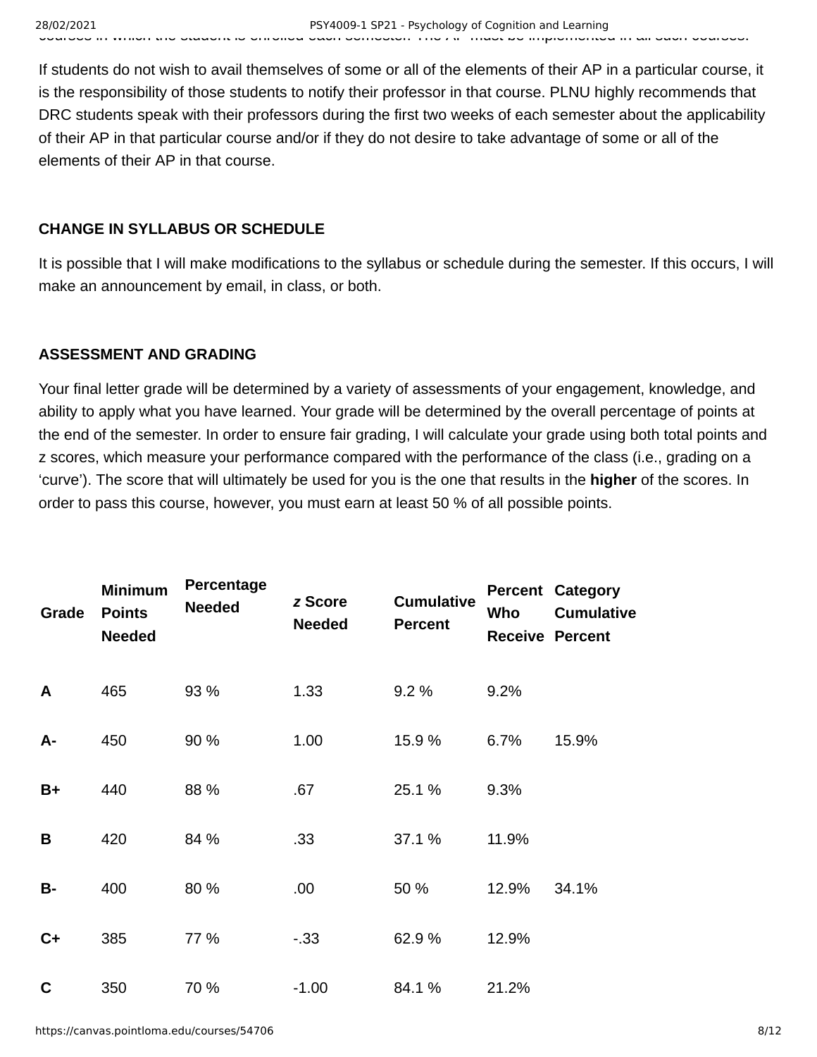courses in which the student is enrolled each semester. The AP must be implemented in all such courses.

If students do not wish to avail themselves of some or all of the elements of their AP in a particular course, it is the responsibility of those students to notify their professor in that course. PLNU highly recommends that DRC students speak with their professors during the first two weeks of each semester about the applicability of their AP in that particular course and/or if they do not desire to take advantage of some or all of the elements of their AP in that course.

**CHANGE IN SYLLABUS OR SCHEDULE**

It is possible that I will make modifications to the syllabus or schedule during the semester. If this occurs, I will make an announcement by email, in class, or both.

**ASSESSMENT AND GRADING**

Your final letter grade will be determined by a variety of assessments of your engagement, knowledge, and ability to apply what you have learned. Your grade will be determined by the overall percentage of points at the end of the semester. In order to ensure fair grading, I will calculate your grade using both total points and z scores, which measure your performance compared with the performance of the class (i.e., grading on a 'curve'). The score that will ultimately be used for you is the one that results in the **higher** of the scores. In order to pass this course, however, you must earn at least 50 % of all possible points.

| Grade | Minimum Points Needed | Percentage Needed | *z* Score Needed | Cumulative Percent | Percent Who Receive | Category Cumulative Percent |
|---|---|---|---|---|---|---|
| **A** | 465 | 93 % | 1.33 | 9.2 % | 9.2% | |
| **A-** | 450 | 90 % | 1.00 | 15.9 % | 6.7% | 15.9% |
| **B+** | 440 | 88 % | .67 | 25.1 % | 9.3% | |
| **B** | 420 | 84 % | .33 | 37.1 % | 11.9% | |
| **B-** | 400 | 80 % | .00 | 50 % | 12.9% | 34.1% |
| **C+** | 385 | 77 % | -.33 | 62.9 % | 12.9% | |
| **C** | 350 | 70 % | -1.00 | 84.1 % | 21.2% | |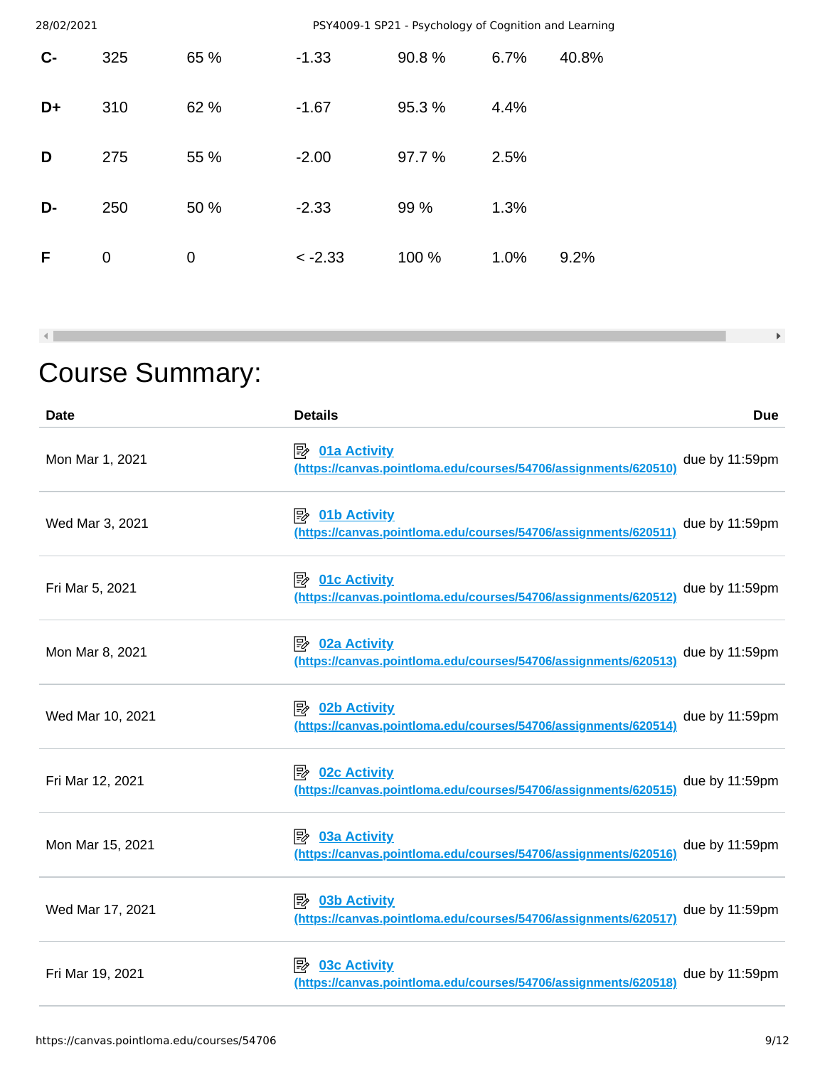| | | | | | | |
|---|---|---|---|---|---|---|
| C- | 325 | 65 % | -1.33 | 90.8 % | 6.7% | 40.8% |
| D+ | 310 | 62 % | -1.67 | 95.3 % | 4.4% | |
| D | 275 | 55 % | -2.00 | 97.7 % | 2.5% | |
| D- | 250 | 50 % | -2.33 | 99 % | 1.3% | |
| F | 0 | 0 | < -2.33 | 100 % | 1.0% | 9.2% |

# Course Summary:

| Date | Details | Due |
|---|---|---|
| Mon Mar 1, 2021 | 01a Activity (https://canvas.pointloma.edu/courses/54706/assignments/620510) | due by 11:59pm |
| Wed Mar 3, 2021 | 01b Activity (https://canvas.pointloma.edu/courses/54706/assignments/620511) | due by 11:59pm |
| Fri Mar 5, 2021 | 01c Activity (https://canvas.pointloma.edu/courses/54706/assignments/620512) | due by 11:59pm |
| Mon Mar 8, 2021 | 02a Activity (https://canvas.pointloma.edu/courses/54706/assignments/620513) | due by 11:59pm |
| Wed Mar 10, 2021 | 02b Activity (https://canvas.pointloma.edu/courses/54706/assignments/620514) | due by 11:59pm |
| Fri Mar 12, 2021 | 02c Activity (https://canvas.pointloma.edu/courses/54706/assignments/620515) | due by 11:59pm |
| Mon Mar 15, 2021 | 03a Activity (https://canvas.pointloma.edu/courses/54706/assignments/620516) | due by 11:59pm |
| Wed Mar 17, 2021 | 03b Activity (https://canvas.pointloma.edu/courses/54706/assignments/620517) | due by 11:59pm |
| Fri Mar 19, 2021 | 03c Activity (https://canvas.pointloma.edu/courses/54706/assignments/620518) | due by 11:59pm |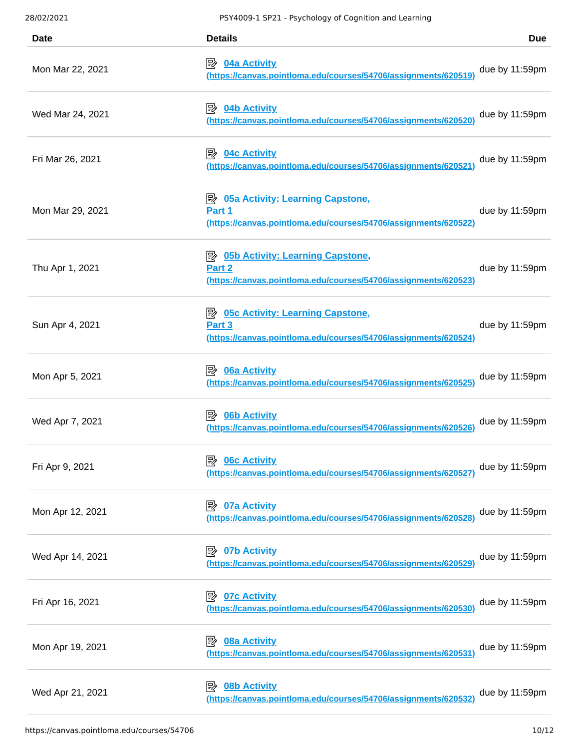| Date | Details | Due |
| --- | --- | --- |
| Mon Mar 22, 2021 | 04a Activity (https://canvas.pointloma.edu/courses/54706/assignments/620519) | due by 11:59pm |
| Wed Mar 24, 2021 | 04b Activity (https://canvas.pointloma.edu/courses/54706/assignments/620520) | due by 11:59pm |
| Fri Mar 26, 2021 | 04c Activity (https://canvas.pointloma.edu/courses/54706/assignments/620521) | due by 11:59pm |
| Mon Mar 29, 2021 | 05a Activity: Learning Capstone, Part 1 (https://canvas.pointloma.edu/courses/54706/assignments/620522) | due by 11:59pm |
| Thu Apr 1, 2021 | 05b Activity: Learning Capstone, Part 2 (https://canvas.pointloma.edu/courses/54706/assignments/620523) | due by 11:59pm |
| Sun Apr 4, 2021 | 05c Activity: Learning Capstone, Part 3 (https://canvas.pointloma.edu/courses/54706/assignments/620524) | due by 11:59pm |
| Mon Apr 5, 2021 | 06a Activity (https://canvas.pointloma.edu/courses/54706/assignments/620525) | due by 11:59pm |
| Wed Apr 7, 2021 | 06b Activity (https://canvas.pointloma.edu/courses/54706/assignments/620526) | due by 11:59pm |
| Fri Apr 9, 2021 | 06c Activity (https://canvas.pointloma.edu/courses/54706/assignments/620527) | due by 11:59pm |
| Mon Apr 12, 2021 | 07a Activity (https://canvas.pointloma.edu/courses/54706/assignments/620528) | due by 11:59pm |
| Wed Apr 14, 2021 | 07b Activity (https://canvas.pointloma.edu/courses/54706/assignments/620529) | due by 11:59pm |
| Fri Apr 16, 2021 | 07c Activity (https://canvas.pointloma.edu/courses/54706/assignments/620530) | due by 11:59pm |
| Mon Apr 19, 2021 | 08a Activity (https://canvas.pointloma.edu/courses/54706/assignments/620531) | due by 11:59pm |
| Wed Apr 21, 2021 | 08b Activity (https://canvas.pointloma.edu/courses/54706/assignments/620532) | due by 11:59pm |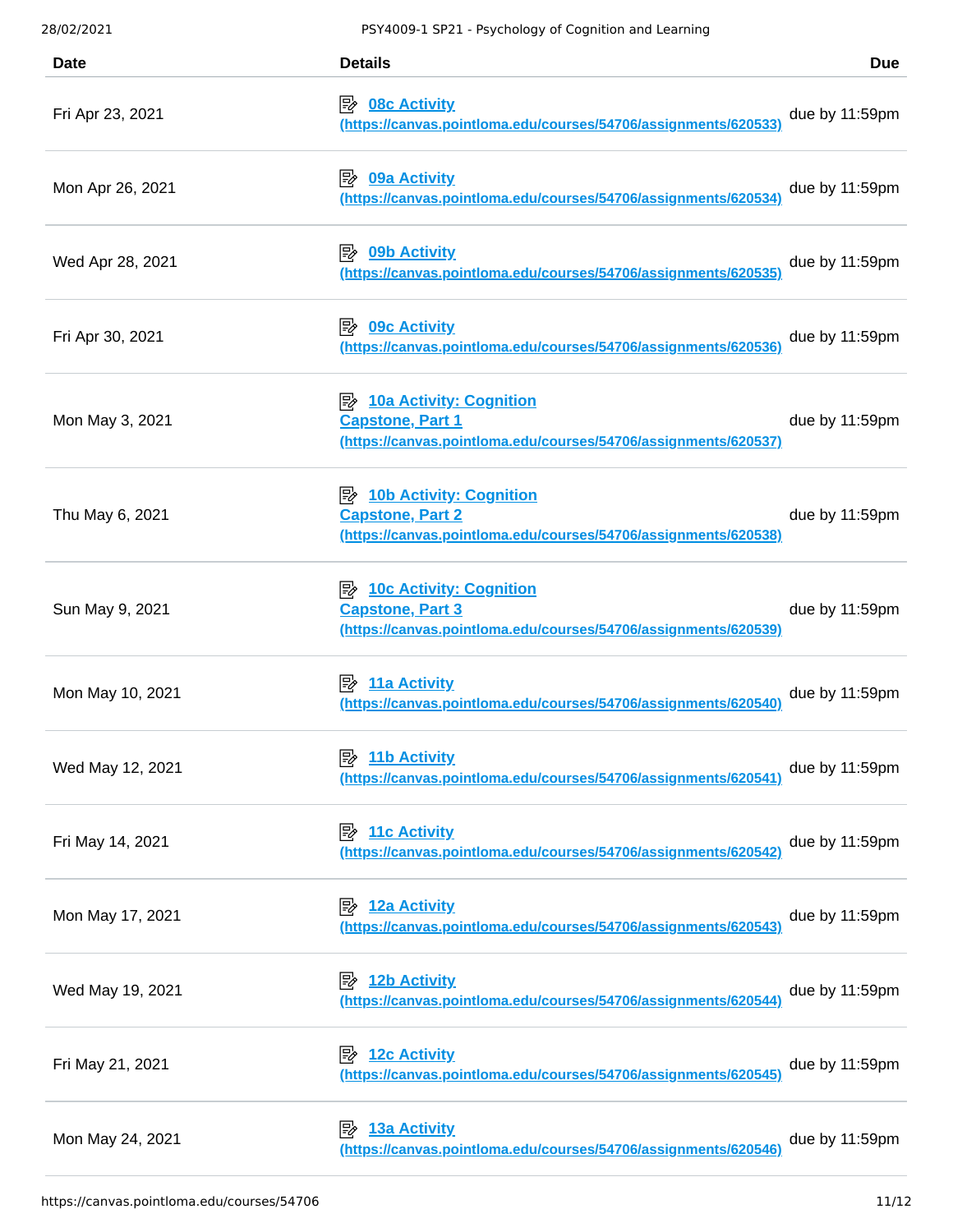| Date | Details | Due |
| --- | --- | --- |
| Fri Apr 23, 2021 | [08c Activity (https://canvas.pointloma.edu/courses/54706/assignments/620533)](https://canvas.pointloma.edu/courses/54706/assignments/620533) | due by 11:59pm |
| Mon Apr 26, 2021 | [09a Activity (https://canvas.pointloma.edu/courses/54706/assignments/620534)](https://canvas.pointloma.edu/courses/54706/assignments/620534) | due by 11:59pm |
| Wed Apr 28, 2021 | [09b Activity (https://canvas.pointloma.edu/courses/54706/assignments/620535)](https://canvas.pointloma.edu/courses/54706/assignments/620535) | due by 11:59pm |
| Fri Apr 30, 2021 | [09c Activity (https://canvas.pointloma.edu/courses/54706/assignments/620536)](https://canvas.pointloma.edu/courses/54706/assignments/620536) | due by 11:59pm |
| Mon May 3, 2021 | [10a Activity: Cognition Capstone, Part 1 (https://canvas.pointloma.edu/courses/54706/assignments/620537)](https://canvas.pointloma.edu/courses/54706/assignments/620537) | due by 11:59pm |
| Thu May 6, 2021 | [10b Activity: Cognition Capstone, Part 2 (https://canvas.pointloma.edu/courses/54706/assignments/620538)](https://canvas.pointloma.edu/courses/54706/assignments/620538) | due by 11:59pm |
| Sun May 9, 2021 | [10c Activity: Cognition Capstone, Part 3 (https://canvas.pointloma.edu/courses/54706/assignments/620539)](https://canvas.pointloma.edu/courses/54706/assignments/620539) | due by 11:59pm |
| Mon May 10, 2021 | [11a Activity (https://canvas.pointloma.edu/courses/54706/assignments/620540)](https://canvas.pointloma.edu/courses/54706/assignments/620540) | due by 11:59pm |
| Wed May 12, 2021 | [11b Activity (https://canvas.pointloma.edu/courses/54706/assignments/620541)](https://canvas.pointloma.edu/courses/54706/assignments/620541) | due by 11:59pm |
| Fri May 14, 2021 | [11c Activity (https://canvas.pointloma.edu/courses/54706/assignments/620542)](https://canvas.pointloma.edu/courses/54706/assignments/620542) | due by 11:59pm |
| Mon May 17, 2021 | [12a Activity (https://canvas.pointloma.edu/courses/54706/assignments/620543)](https://canvas.pointloma.edu/courses/54706/assignments/620543) | due by 11:59pm |
| Wed May 19, 2021 | [12b Activity (https://canvas.pointloma.edu/courses/54706/assignments/620544)](https://canvas.pointloma.edu/courses/54706/assignments/620544) | due by 11:59pm |
| Fri May 21, 2021 | [12c Activity (https://canvas.pointloma.edu/courses/54706/assignments/620545)](https://canvas.pointloma.edu/courses/54706/assignments/620545) | due by 11:59pm |
| Mon May 24, 2021 | [13a Activity (https://canvas.pointloma.edu/courses/54706/assignments/620546)](https://canvas.pointloma.edu/courses/54706/assignments/620546) | due by 11:59pm |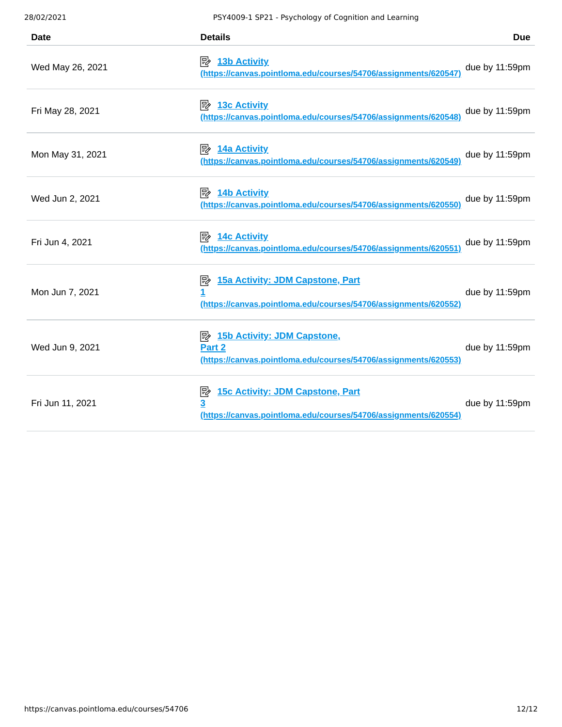| Date | Details | Due |
|---|---|---|
| Wed May 26, 2021 | 13b Activity (https://canvas.pointloma.edu/courses/54706/assignments/620547) | due by 11:59pm |
| Fri May 28, 2021 | 13c Activity (https://canvas.pointloma.edu/courses/54706/assignments/620548) | due by 11:59pm |
| Mon May 31, 2021 | 14a Activity (https://canvas.pointloma.edu/courses/54706/assignments/620549) | due by 11:59pm |
| Wed Jun 2, 2021 | 14b Activity (https://canvas.pointloma.edu/courses/54706/assignments/620550) | due by 11:59pm |
| Fri Jun 4, 2021 | 14c Activity (https://canvas.pointloma.edu/courses/54706/assignments/620551) | due by 11:59pm |
| Mon Jun 7, 2021 | 15a Activity: JDM Capstone, Part 1 (https://canvas.pointloma.edu/courses/54706/assignments/620552) | due by 11:59pm |
| Wed Jun 9, 2021 | 15b Activity: JDM Capstone, Part 2 (https://canvas.pointloma.edu/courses/54706/assignments/620553) | due by 11:59pm |
| Fri Jun 11, 2021 | 15c Activity: JDM Capstone, Part 3 (https://canvas.pointloma.edu/courses/54706/assignments/620554) | due by 11:59pm |